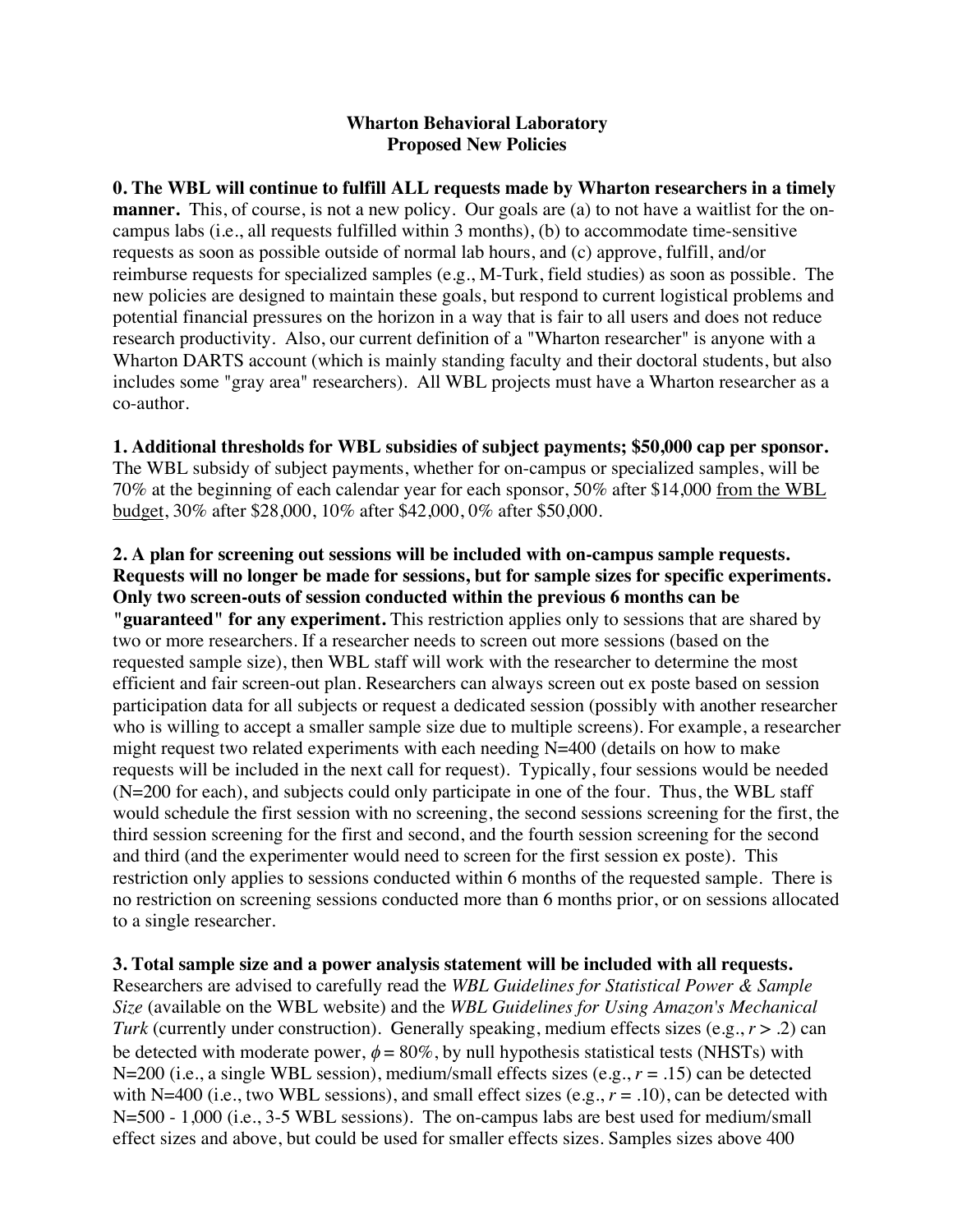# Wharton Behavioral Laboratory
## Proposed New Policies

**0. The WBL will continue to fulfill ALL requests made by Wharton researchers in a timely manner.** This, of course, is not a new policy. Our goals are (a) to not have a waitlist for the on-campus labs (i.e., all requests fulfilled within 3 months), (b) to accommodate time-sensitive requests as soon as possible outside of normal lab hours, and (c) approve, fulfill, and/or reimburse requests for specialized samples (e.g., M-Turk, field studies) as soon as possible. The new policies are designed to maintain these goals, but respond to current logistical problems and potential financial pressures on the horizon in a way that is fair to all users and does not reduce research productivity. Also, our current definition of a "Wharton researcher" is anyone with a Wharton DARTS account (which is mainly standing faculty and their doctoral students, but also includes some "gray area" researchers). All WBL projects must have a Wharton researcher as a co-author.

**1. Additional thresholds for WBL subsidies of subject payments; $50,000 cap per sponsor.** The WBL subsidy of subject payments, whether for on-campus or specialized samples, will be 70% at the beginning of each calendar year for each sponsor, 50% after $14,000 <u>from the WBL budget</u>, 30% after $28,000, 10% after $42,000, 0% after $50,000.

**2. A plan for screening out sessions will be included with on-campus sample requests. Requests will no longer be made for sessions, but for sample sizes for specific experiments. Only two screen-outs of session conducted within the previous 6 months can be "guaranteed" for any experiment.** This restriction applies only to sessions that are shared by two or more researchers. If a researcher needs to screen out more sessions (based on the requested sample size), then WBL staff will work with the researcher to determine the most efficient and fair screen-out plan. Researchers can always screen out ex poste based on session participation data for all subjects or request a dedicated session (possibly with another researcher who is willing to accept a smaller sample size due to multiple screens). For example, a researcher might request two related experiments with each needing N=400 (details on how to make requests will be included in the next call for request). Typically, four sessions would be needed (N=200 for each), and subjects could only participate in one of the four. Thus, the WBL staff would schedule the first session with no screening, the second sessions screening for the first, the third session screening for the first and second, and the fourth session screening for the second and third (and the experimenter would need to screen for the first session ex poste). This restriction only applies to sessions conducted within 6 months of the requested sample. There is no restriction on screening sessions conducted more than 6 months prior, or on sessions allocated to a single researcher.

**3. Total sample size and a power analysis statement will be included with all requests.** Researchers are advised to carefully read the *WBL Guidelines for Statistical Power & Sample Size* (available on the WBL website) and the *WBL Guidelines for Using Amazon's Mechanical Turk* (currently under construction). Generally speaking, medium effects sizes (e.g., $r > .2$) can be detected with moderate power, $\phi = 80\%$, by null hypothesis statistical tests (NHSTs) with N=200 (i.e., a single WBL session), medium/small effects sizes (e.g., $r = .15$) can be detected with N=400 (i.e., two WBL sessions), and small effect sizes (e.g., $r = .10$), can be detected with N=500 - 1,000 (i.e., 3-5 WBL sessions). The on-campus labs are best used for medium/small effect sizes and above, but could be used for smaller effects sizes. Samples sizes above 400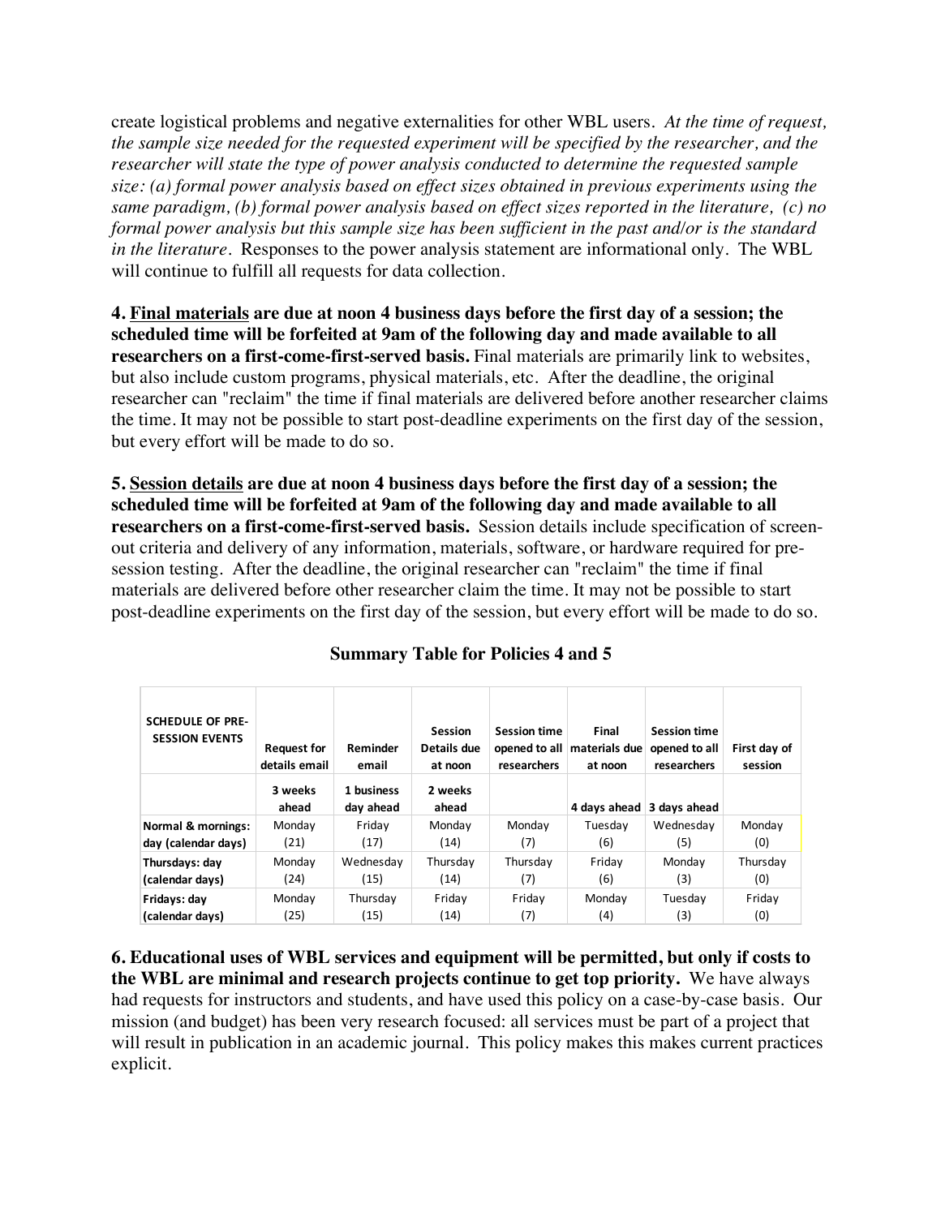create logistical problems and negative externalities for other WBL users. *At the time of request, the sample size needed for the requested experiment will be specified by the researcher, and the researcher will state the type of power analysis conducted to determine the requested sample size: (a) formal power analysis based on effect sizes obtained in previous experiments using the same paradigm, (b) formal power analysis based on effect sizes reported in the literature, (c) no formal power analysis but this sample size has been sufficient in the past and/or is the standard in the literature*. Responses to the power analysis statement are informational only. The WBL will continue to fulfill all requests for data collection.

**4. <u>Final materials</u> are due at noon 4 business days before the first day of a session; the scheduled time will be forfeited at 9am of the following day and made available to all researchers on a first-come-first-served basis.** Final materials are primarily link to websites, but also include custom programs, physical materials, etc. After the deadline, the original researcher can "reclaim" the time if final materials are delivered before another researcher claims the time. It may not be possible to start post-deadline experiments on the first day of the session, but every effort will be made to do so.

**5. <u>Session details</u> are due at noon 4 business days before the first day of a session; the scheduled time will be forfeited at 9am of the following day and made available to all researchers on a first-come-first-served basis.** Session details include specification of screen-out criteria and delivery of any information, materials, software, or hardware required for pre-session testing. After the deadline, the original researcher can "reclaim" the time if final materials are delivered before other researcher claim the time. It may not be possible to start post-deadline experiments on the first day of the session, but every effort will be made to do so.

**Summary Table for Policies 4 and 5**

| SCHEDULE OF PRE-SESSION EVENTS | Request for details email | Reminder email | Session Details due at noon | Session time opened to all researchers | Final materials due at noon | Session time opened to all researchers | First day of session |
|---|---|---|---|---|---|---|---|
| | 3 weeks ahead | 1 business day ahead | 2 weeks ahead | | 4 days ahead | 3 days ahead | |
| Normal & mornings: day (calendar days) | Monday (21) | Friday (17) | Monday (14) | Monday (7) | Tuesday (6) | Wednesday (5) | Monday (0) |
| Thursdays: day (calendar days) | Monday (24) | Wednesday (15) | Thursday (14) | Thursday (7) | Friday (6) | Monday (3) | Thursday (0) |
| Fridays: day (calendar days) | Monday (25) | Thursday (15) | Friday (14) | Friday (7) | Monday (4) | Tuesday (3) | Friday (0) |

**6. Educational uses of WBL services and equipment will be permitted, but only if costs to the WBL are minimal and research projects continue to get top priority.** We have always had requests for instructors and students, and have used this policy on a case-by-case basis. Our mission (and budget) has been very research focused: all services must be part of a project that will result in publication in an academic journal. This policy makes this makes current practices explicit.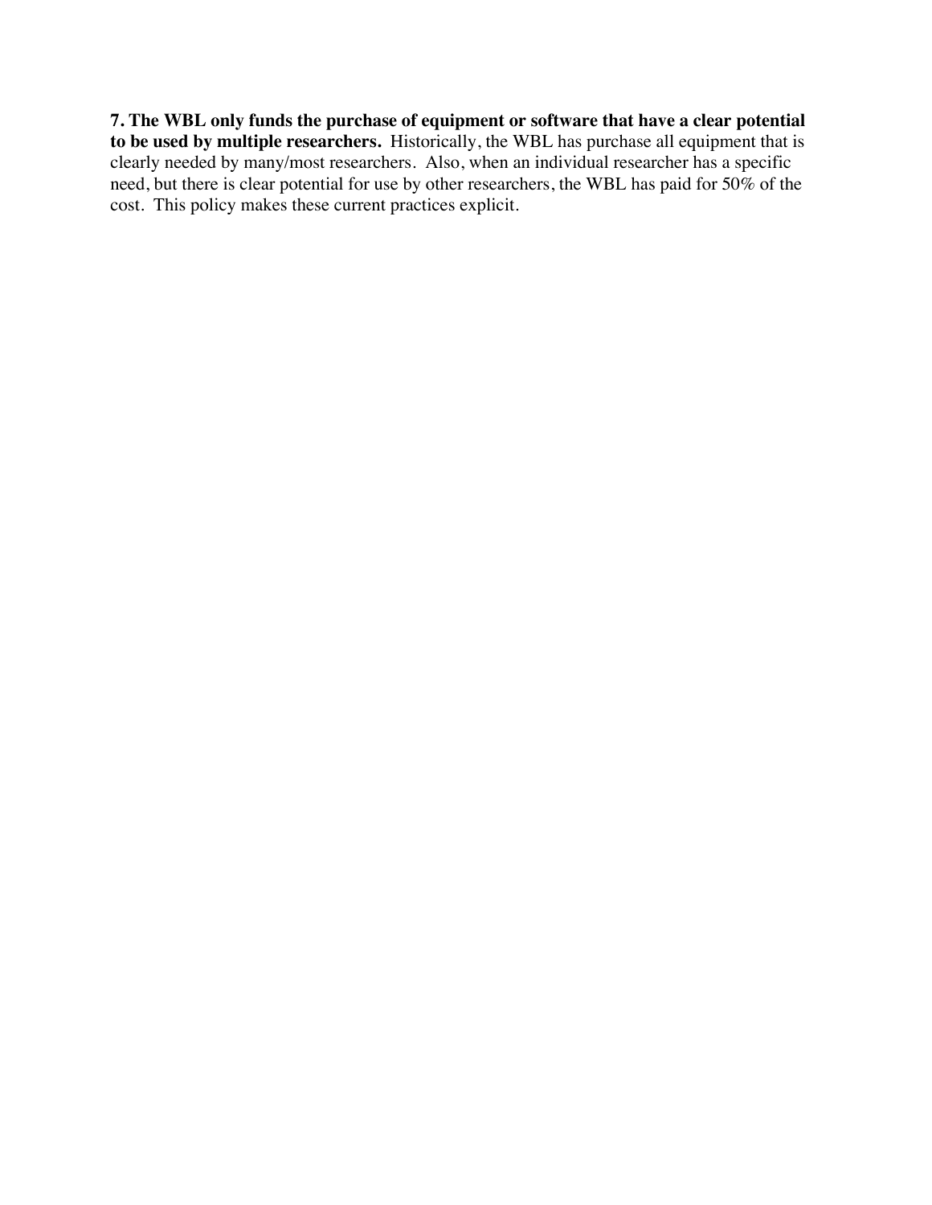**7. The WBL only funds the purchase of equipment or software that have a clear potential to be used by multiple researchers.** Historically, the WBL has purchase all equipment that is clearly needed by many/most researchers. Also, when an individual researcher has a specific need, but there is clear potential for use by other researchers, the WBL has paid for 50% of the cost. This policy makes these current practices explicit.